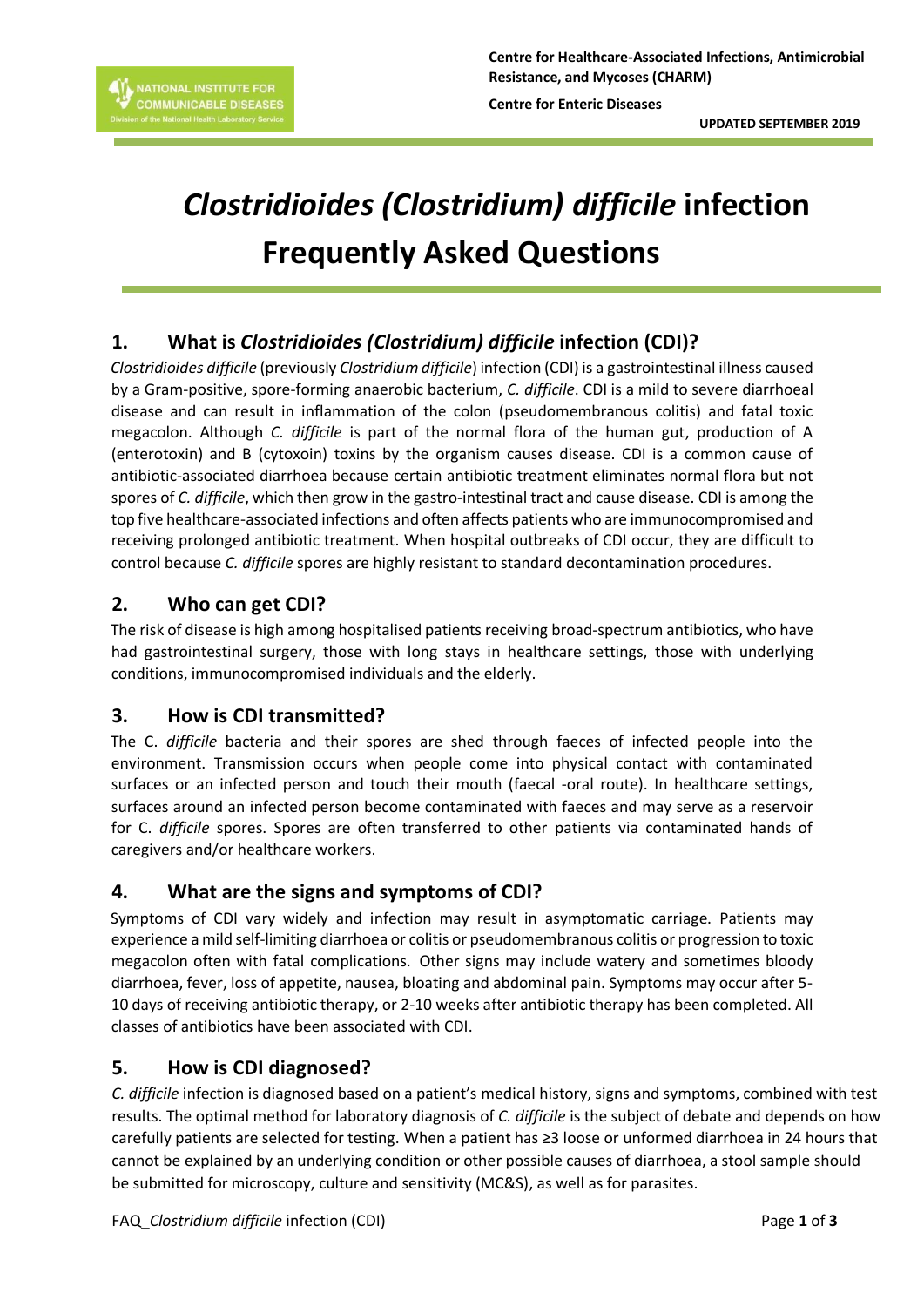**Centre for Healthcare-Associated Infections, Antimicrobial Resistance, and Mycoses (CHARM)**

**Centre for Enteric Diseases**

**UPDATED SEPTEMBER 2019**

# *Clostridioides (Clostridium) difficile* infection Frequently Asked Questions

## 1. What is *Clostridioides (Clostridium) difficile* infection (CDI)?

*Clostridioides difficile* (previously *Clostridium difficile*) infection (CDI) is a gastrointestinal illness caused by a Gram-positive, spore-forming anaerobic bacterium, *C. difficile*. CDI is a mild to severe diarrhoeal disease and can result in inflammation of the colon (pseudomembranous colitis) and fatal toxic megacolon. Although *C. difficile* is part of the normal flora of the human gut, production of A (enterotoxin) and B (cytoxoin) toxins by the organism causes disease. CDI is a common cause of antibiotic-associated diarrhoea because certain antibiotic treatment eliminates normal flora but not spores of *C. difficile*, which then grow in the gastro-intestinal tract and cause disease. CDI is among the top five healthcare-associated infections and often affects patients who are immunocompromised and receiving prolonged antibiotic treatment. When hospital outbreaks of CDI occur, they are difficult to control because *C. difficile* spores are highly resistant to standard decontamination procedures.

## 2. Who can get CDI?

The risk of disease is high among hospitalised patients receiving broad-spectrum antibiotics, who have had gastrointestinal surgery, those with long stays in healthcare settings, those with underlying conditions, immunocompromised individuals and the elderly.

## 3. How is CDI transmitted?

The C. *difficile* bacteria and their spores are shed through faeces of infected people into the environment. Transmission occurs when people come into physical contact with contaminated surfaces or an infected person and touch their mouth (faecal -oral route). In healthcare settings, surfaces around an infected person become contaminated with faeces and may serve as a reservoir for C. *difficile* spores. Spores are often transferred to other patients via contaminated hands of caregivers and/or healthcare workers.

## 4. What are the signs and symptoms of CDI?

Symptoms of CDI vary widely and infection may result in asymptomatic carriage. Patients may experience a mild self-limiting diarrhoea or colitis or pseudomembranous colitis or progression to toxic megacolon often with fatal complications. Other signs may include watery and sometimes bloody diarrhoea, fever, loss of appetite, nausea, bloating and abdominal pain. Symptoms may occur after 5-10 days of receiving antibiotic therapy, or 2-10 weeks after antibiotic therapy has been completed. All classes of antibiotics have been associated with CDI.

## 5. How is CDI diagnosed?

*C. difficile* infection is diagnosed based on a patient's medical history, signs and symptoms, combined with test results. The optimal method for laboratory diagnosis of *C. difficile* is the subject of debate and depends on how carefully patients are selected for testing. When a patient has ≥3 loose or unformed diarrhoea in 24 hours that cannot be explained by an underlying condition or other possible causes of diarrhoea, a stool sample should be submitted for microscopy, culture and sensitivity (MC&S), as well as for parasites.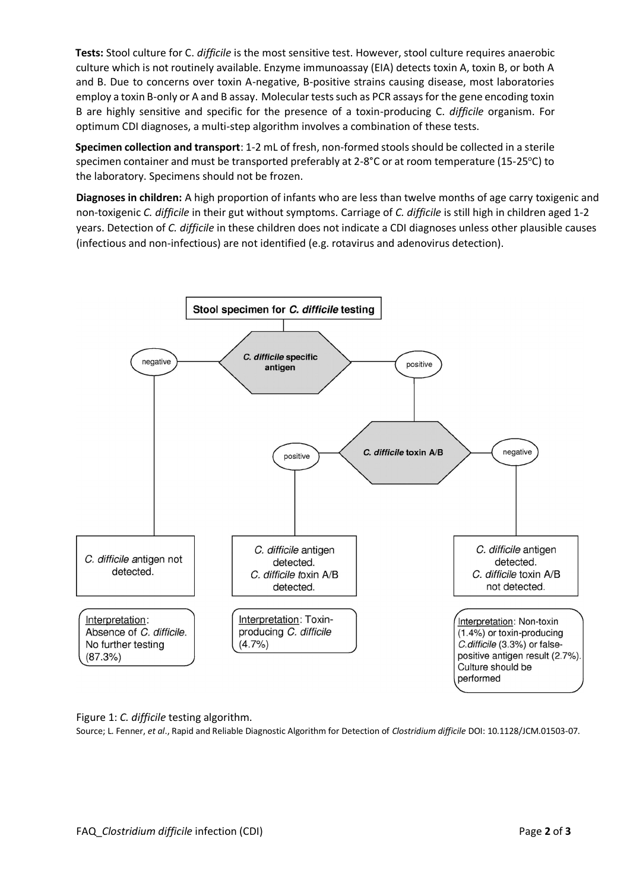**Tests:** Stool culture for C. *difficile* is the most sensitive test. However, stool culture requires anaerobic culture which is not routinely available. Enzyme immunoassay (EIA) detects toxin A, toxin B, or both A and B. Due to concerns over toxin A-negative, B-positive strains causing disease, most laboratories employ a toxin B-only or A and B assay. Molecular tests such as PCR assays for the gene encoding toxin B are highly sensitive and specific for the presence of a toxin-producing C. *difficile* organism. For optimum CDI diagnoses, a multi-step algorithm involves a combination of these tests.

**Specimen collection and transport**: 1-2 mL of fresh, non-formed stools should be collected in a sterile specimen container and must be transported preferably at 2-8°C or at room temperature (15-25°C) to the laboratory. Specimens should not be frozen.

**Diagnoses in children:** A high proportion of infants who are less than twelve months of age carry toxigenic and non-toxigenic *C. difficile* in their gut without symptoms. Carriage of *C. difficile* is still high in children aged 1-2 years. Detection of *C. difficile* in these children does not indicate a CDI diagnoses unless other plausible causes (infectious and non-infectious) are not identified (e.g. rotavirus and adenovirus detection).

**Stool specimen for *C. difficile* testing**

- ***C. difficile* specific antigen**
  - **negative** → *C. difficile* antigen not detected.
    - Interpretation: Absence of *C. difficile*. No further testing (87.3%)
  - **positive** → ***C. difficile* toxin A/B**
    - **positive** → *C. difficile* antigen detected. *C. difficile* toxin A/B detected.
      - Interpretation: Toxin-producing *C. difficile* (4.7%)
    - **negative** → *C. difficile* antigen detected. *C. difficile* toxin A/B not detected.
      - Interpretation: Non-toxin (1.4%) or toxin-producing *C.difficile* (3.3%) or false-positive antigen result (2.7%). Culture should be performed

Figure 1: *C. difficile* testing algorithm.

Source; L. Fenner, *et al*., Rapid and Reliable Diagnostic Algorithm for Detection of *Clostridium difficile* DOI: 10.1128/JCM.01503-07.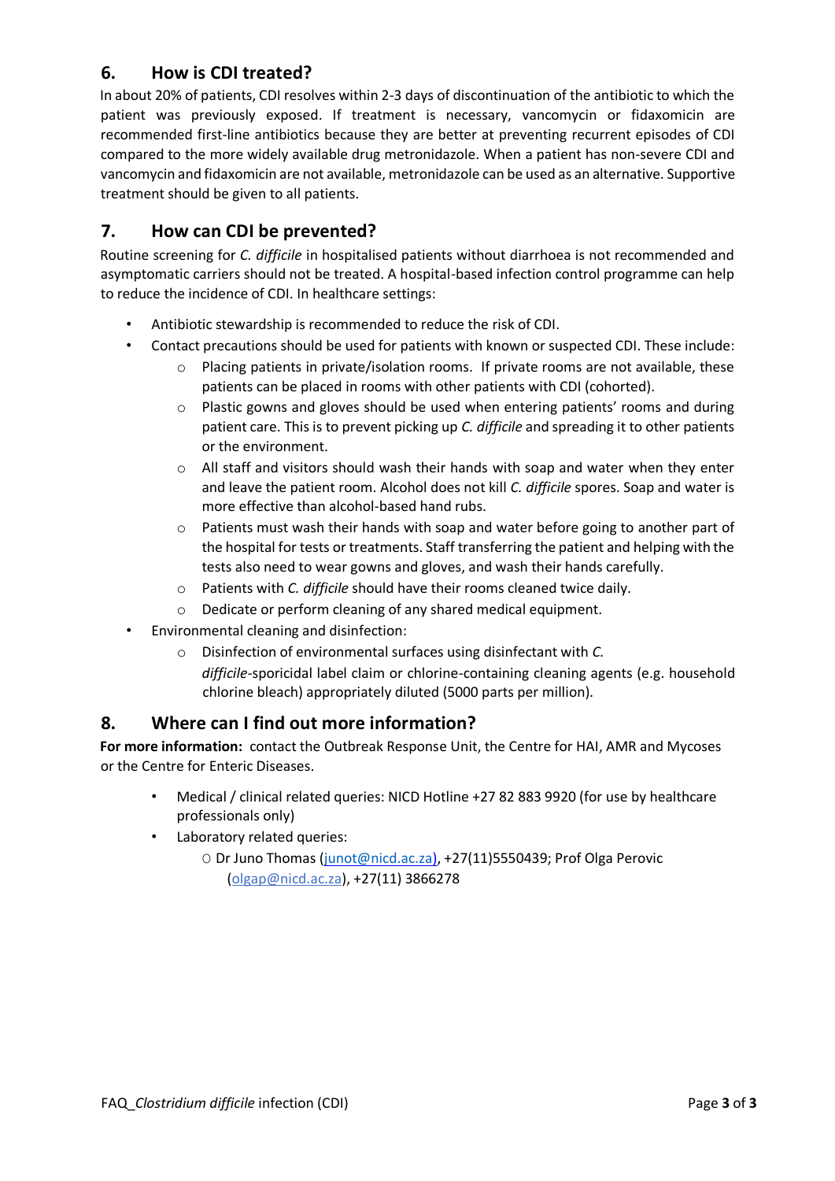## 6. How is CDI treated?

In about 20% of patients, CDI resolves within 2-3 days of discontinuation of the antibiotic to which the patient was previously exposed. If treatment is necessary, vancomycin or fidaxomicin are recommended first-line antibiotics because they are better at preventing recurrent episodes of CDI compared to the more widely available drug metronidazole. When a patient has non-severe CDI and vancomycin and fidaxomicin are not available, metronidazole can be used as an alternative. Supportive treatment should be given to all patients.

## 7. How can CDI be prevented?

Routine screening for *C. difficile* in hospitalised patients without diarrhoea is not recommended and asymptomatic carriers should not be treated. A hospital-based infection control programme can help to reduce the incidence of CDI. In healthcare settings:

- Antibiotic stewardship is recommended to reduce the risk of CDI.
- Contact precautions should be used for patients with known or suspected CDI. These include:
  - Placing patients in private/isolation rooms. If private rooms are not available, these patients can be placed in rooms with other patients with CDI (cohorted).
  - Plastic gowns and gloves should be used when entering patients' rooms and during patient care. This is to prevent picking up *C. difficile* and spreading it to other patients or the environment.
  - All staff and visitors should wash their hands with soap and water when they enter and leave the patient room. Alcohol does not kill *C. difficile* spores. Soap and water is more effective than alcohol-based hand rubs.
  - Patients must wash their hands with soap and water before going to another part of the hospital for tests or treatments. Staff transferring the patient and helping with the tests also need to wear gowns and gloves, and wash their hands carefully.
  - Patients with *C. difficile* should have their rooms cleaned twice daily.
  - Dedicate or perform cleaning of any shared medical equipment.
- Environmental cleaning and disinfection:
  - Disinfection of environmental surfaces using disinfectant with *C. difficile*-sporicidal label claim or chlorine-containing cleaning agents (e.g. household chlorine bleach) appropriately diluted (5000 parts per million).

## 8. Where can I find out more information?

**For more information:** contact the Outbreak Response Unit, the Centre for HAI, AMR and Mycoses or the Centre for Enteric Diseases.

- Medical / clinical related queries: NICD Hotline +27 82 883 9920 (for use by healthcare professionals only)
- Laboratory related queries:
  - Dr Juno Thomas (junot@nicd.ac.za), +27(11)5550439; Prof Olga Perovic (olgap@nicd.ac.za), +27(11) 3866278